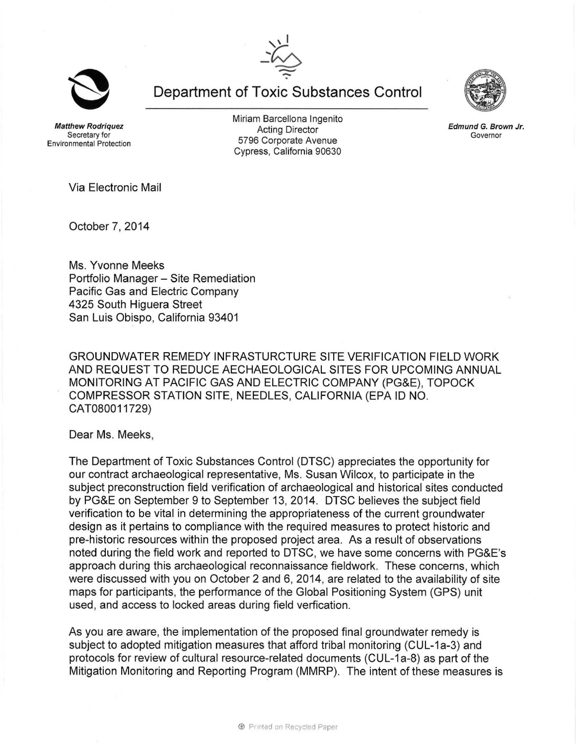# Department of Toxic Substances Control

**_Matthew Rodriquez_**
Secretary for
Environmental Protection

Miriam Barcellona Ingenito
Acting Director
5796 Corporate Avenue
Cypress, California 90630

**_Edmund G. Brown Jr._**
Governor

Via Electronic Mail

October 7, 2014

Ms. Yvonne Meeks
Portfolio Manager – Site Remediation
Pacific Gas and Electric Company
4325 South Higuera Street
San Luis Obispo, California 93401

GROUNDWATER REMEDY INFRASTURCTURE SITE VERIFICATION FIELD WORK AND REQUEST TO REDUCE AECHAEOLOGICAL SITES FOR UPCOMING ANNUAL MONITORING AT PACIFIC GAS AND ELECTRIC COMPANY (PG&E), TOPOCK COMPRESSOR STATION SITE, NEEDLES, CALIFORNIA (EPA ID NO. CAT080011729)

Dear Ms. Meeks,

The Department of Toxic Substances Control (DTSC) appreciates the opportunity for our contract archaeological representative, Ms. Susan Wilcox, to participate in the subject preconstruction field verification of archaeological and historical sites conducted by PG&E on September 9 to September 13, 2014. DTSC believes the subject field verification to be vital in determining the appropriateness of the current groundwater design as it pertains to compliance with the required measures to protect historic and pre-historic resources within the proposed project area. As a result of observations noted during the field work and reported to DTSC, we have some concerns with PG&E's approach during this archaeological reconnaissance fieldwork. These concerns, which were discussed with you on October 2 and 6, 2014, are related to the availability of site maps for participants, the performance of the Global Positioning System (GPS) unit used, and access to locked areas during field verfication.

As you are aware, the implementation of the proposed final groundwater remedy is subject to adopted mitigation measures that afford tribal monitoring (CUL-1a-3) and protocols for review of cultural resource-related documents (CUL-1a-8) as part of the Mitigation Monitoring and Reporting Program (MMRP). The intent of these measures is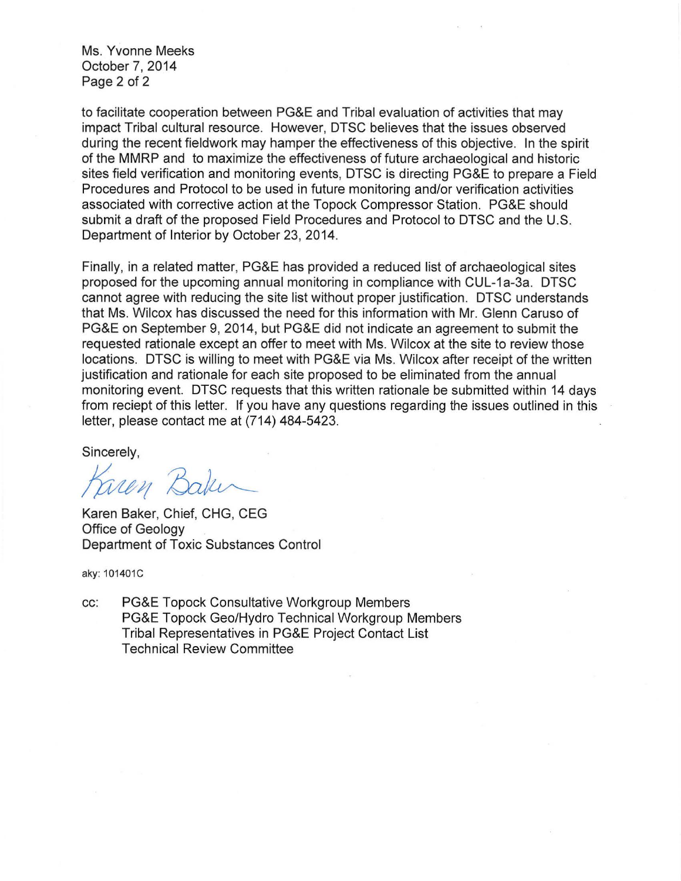to facilitate cooperation between PG&E and Tribal evaluation of activities that may impact Tribal cultural resource. However, DTSC believes that the issues observed during the recent fieldwork may hamper the effectiveness of this objective. In the spirit of the MMRP and to maximize the effectiveness of future archaeological and historic sites field verification and monitoring events, DTSC is directing PG&E to prepare a Field Procedures and Protocol to be used in future monitoring and/or verification activities associated with corrective action at the Topock Compressor Station. PG&E should submit a draft of the proposed Field Procedures and Protocol to DTSC and the U.S. Department of Interior by October 23, 2014.

Finally, in a related matter, PG&E has provided a reduced list of archaeological sites proposed for the upcoming annual monitoring in compliance with CUL-1a-3a. DTSC cannot agree with reducing the site list without proper justification. DTSC understands that Ms. Wilcox has discussed the need for this information with Mr. Glenn Caruso of PG&E on September 9, 2014, but PG&E did not indicate an agreement to submit the requested rationale except an offer to meet with Ms. Wilcox at the site to review those locations. DTSC is willing to meet with PG&E via Ms. Wilcox after receipt of the written justification and rationale for each site proposed to be eliminated from the annual monitoring event. DTSC requests that this written rationale be submitted within 14 days from reciept of this letter. If you have any questions regarding the issues outlined in this letter, please contact me at (714) 484-5423.

Sincerely,

Karen Baker

Karen Baker, Chief, CHG, CEG
Office of Geology
Department of Toxic Substances Control

aky: 101401C

cc: PG&E Topock Consultative Workgroup Members
PG&E Topock Geo/Hydro Technical Workgroup Members
Tribal Representatives in PG&E Project Contact List
Technical Review Committee